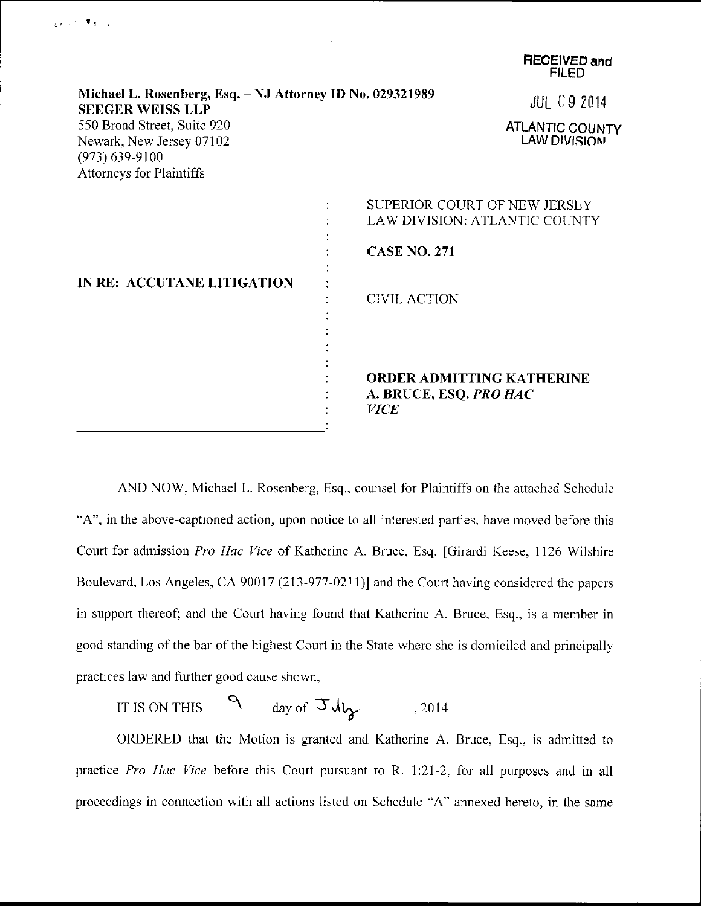RECEIVED and FILED

JUL 09 2014

ATLANTIC COUNTY LAW DIVISION

**Michael L. Rosenberg, Esq. – NJ Attorney ID No. 029321989**
**SEEGER WEISS LLP**
550 Broad Street, Suite 920
Newark, New Jersey 07102
(973) 639-9100
Attorneys for Plaintiffs

**IN RE: ACCUTANE LITIGATION**

SUPERIOR COURT OF NEW JERSEY
LAW DIVISION: ATLANTIC COUNTY

**CASE NO. 271**

CIVIL ACTION

**ORDER ADMITTING KATHERINE A. BRUCE, ESQ. *PRO HAC VICE***

AND NOW, Michael L. Rosenberg, Esq., counsel for Plaintiffs on the attached Schedule "A", in the above-captioned action, upon notice to all interested parties, have moved before this Court for admission *Pro Hac Vice* of Katherine A. Bruce, Esq. [Girardi Keese, 1126 Wilshire Boulevard, Los Angeles, CA 90017 (213-977-0211)] and the Court having considered the papers in support thereof; and the Court having found that Katherine A. Bruce, Esq., is a member in good standing of the bar of the highest Court in the State where she is domiciled and principally practices law and further good cause shown,

IT IS ON THIS 9 day of July, 2014

ORDERED that the Motion is granted and Katherine A. Bruce, Esq., is admitted to practice *Pro Hac Vice* before this Court pursuant to R. 1:21-2, for all purposes and in all proceedings in connection with all actions listed on Schedule "A" annexed hereto, in the same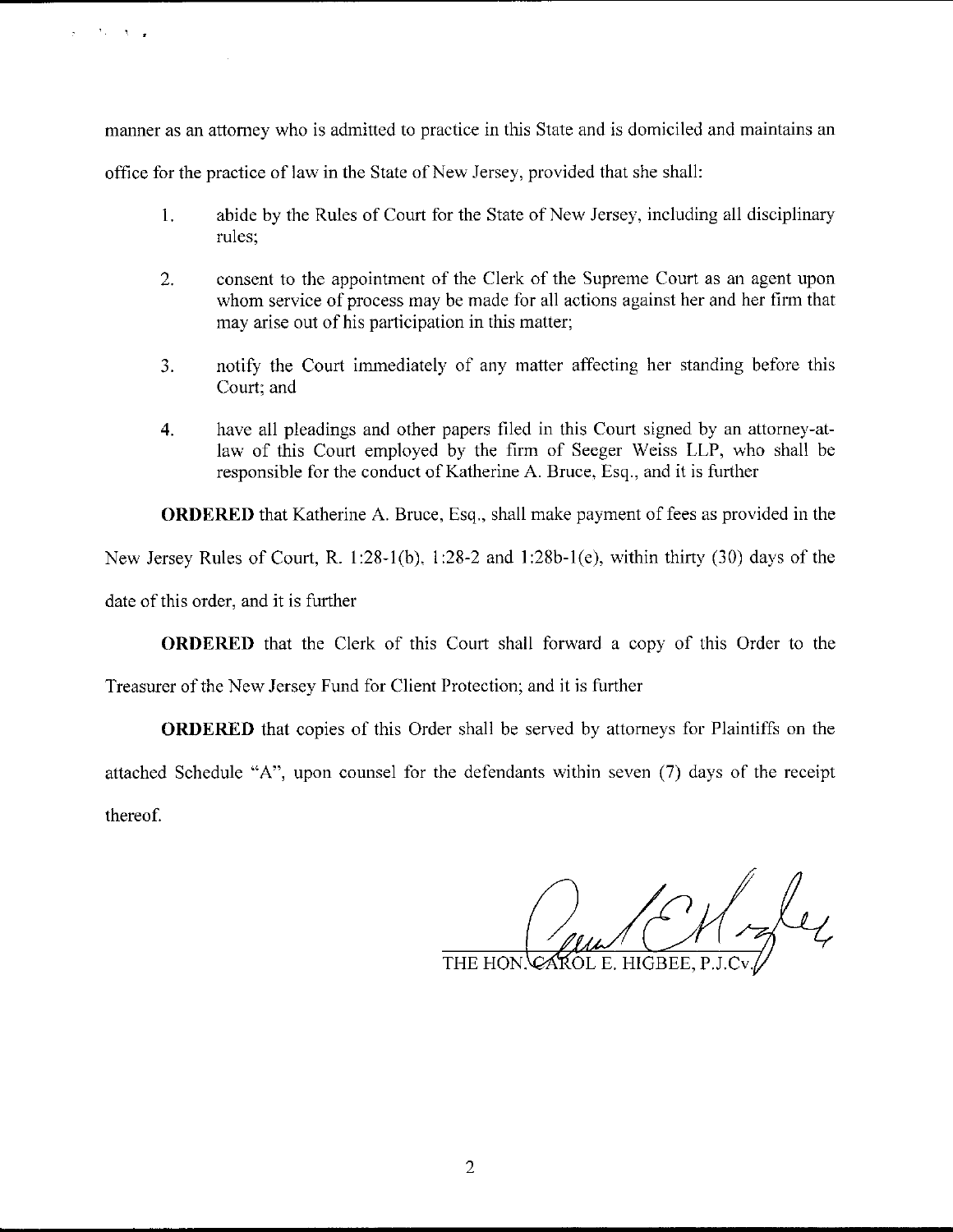manner as an attorney who is admitted to practice in this State and is domiciled and maintains an office for the practice of law in the State of New Jersey, provided that she shall:

1. abide by the Rules of Court for the State of New Jersey, including all disciplinary rules;

2. consent to the appointment of the Clerk of the Supreme Court as an agent upon whom service of process may be made for all actions against her and her firm that may arise out of his participation in this matter;

3. notify the Court immediately of any matter affecting her standing before this Court; and

4. have all pleadings and other papers filed in this Court signed by an attorney-at-law of this Court employed by the firm of Seeger Weiss LLP, who shall be responsible for the conduct of Katherine A. Bruce, Esq., and it is further

**ORDERED** that Katherine A. Bruce, Esq., shall make payment of fees as provided in the New Jersey Rules of Court, R. 1:28-1(b), 1:28-2 and 1:28b-1(e), within thirty (30) days of the date of this order, and it is further

**ORDERED** that the Clerk of this Court shall forward a copy of this Order to the Treasurer of the New Jersey Fund for Client Protection; and it is further

**ORDERED** that copies of this Order shall be served by attorneys for Plaintiffs on the attached Schedule "A", upon counsel for the defendants within seven (7) days of the receipt thereof.

THE HON. CAROL E. HIGBEE, P.J.Cv.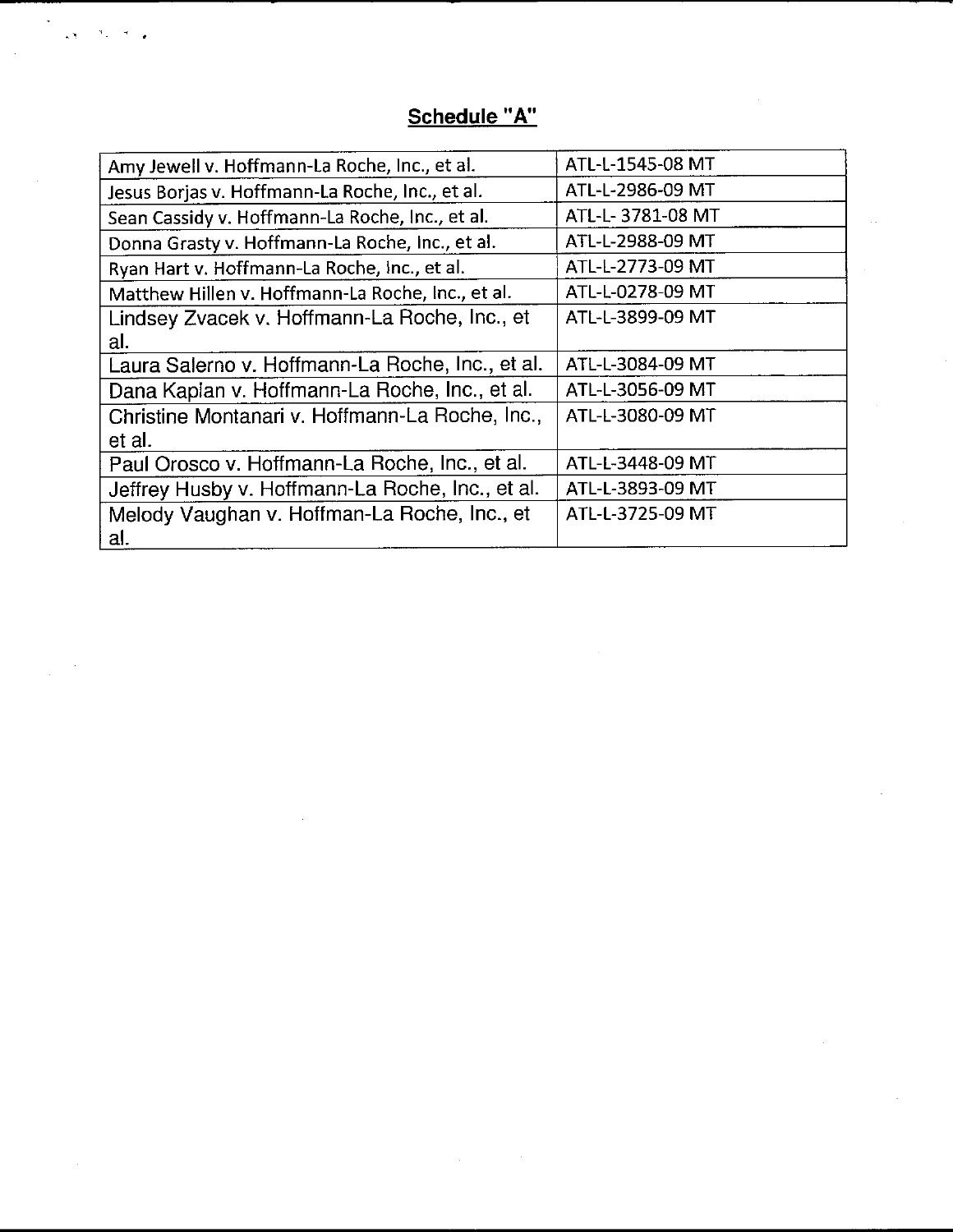## Schedule "A"

| | |
|---|---|
| Amy Jewell v. Hoffmann-La Roche, Inc., et al. | ATL-L-1545-08 MT |
| Jesus Borjas v. Hoffmann-La Roche, Inc., et al. | ATL-L-2986-09 MT |
| Sean Cassidy v. Hoffmann-La Roche, Inc., et al. | ATL-L- 3781-08 MT |
| Donna Grasty v. Hoffmann-La Roche, Inc., et al. | ATL-L-2988-09 MT |
| Ryan Hart v. Hoffmann-La Roche, Inc., et al. | ATL-L-2773-09 MT |
| Matthew Hillen v. Hoffmann-La Roche, Inc., et al. | ATL-L-0278-09 MT |
| Lindsey Zvacek v. Hoffmann-La Roche, Inc., et al. | ATL-L-3899-09 MT |
| Laura Salerno v. Hoffmann-La Roche, Inc., et al. | ATL-L-3084-09 MT |
| Dana Kaplan v. Hoffmann-La Roche, Inc., et al. | ATL-L-3056-09 MT |
| Christine Montanari v. Hoffmann-La Roche, Inc., et al. | ATL-L-3080-09 MT |
| Paul Orosco v. Hoffmann-La Roche, Inc., et al. | ATL-L-3448-09 MT |
| Jeffrey Husby v. Hoffmann-La Roche, Inc., et al. | ATL-L-3893-09 MT |
| Melody Vaughan v. Hoffman-La Roche, Inc., et al. | ATL-L-3725-09 MT |